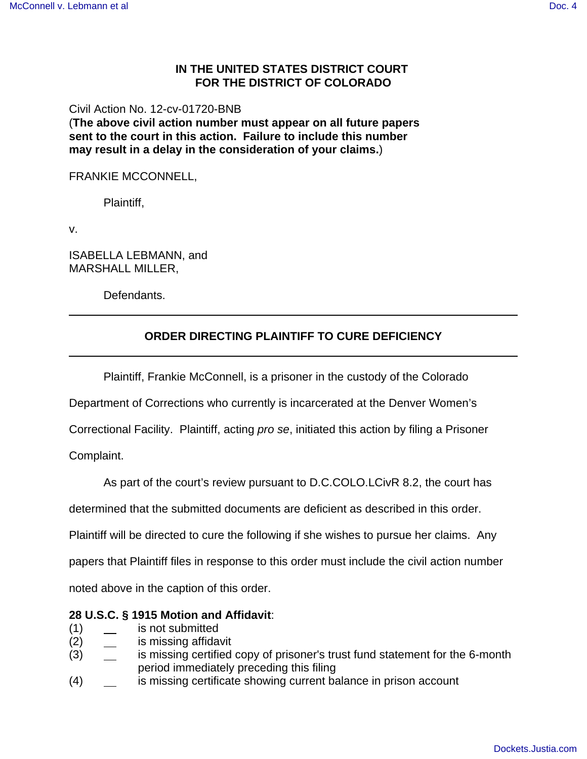**IN THE UNITED STATES DISTRICT COURT**
**FOR THE DISTRICT OF COLORADO**

Civil Action No. 12-cv-01720-BNB
(**The above civil action number must appear on all future papers sent to the court in this action. Failure to include this number may result in a delay in the consideration of your claims.**)

FRANKIE MCCONNELL,

Plaintiff,

v.

ISABELLA LEBMANN, and
MARSHALL MILLER,

Defendants.

---

**ORDER DIRECTING PLAINTIFF TO CURE DEFICIENCY**

---

Plaintiff, Frankie McConnell, is a prisoner in the custody of the Colorado Department of Corrections who currently is incarcerated at the Denver Women's Correctional Facility. Plaintiff, acting *pro se*, initiated this action by filing a Prisoner Complaint.

As part of the court's review pursuant to D.C.COLO.LCivR 8.2, the court has determined that the submitted documents are deficient as described in this order. Plaintiff will be directed to cure the following if she wishes to pursue her claims. Any papers that Plaintiff files in response to this order must include the civil action number noted above in the caption of this order.

**28 U.S.C. § 1915 Motion and Affidavit**:

(1) \_\_ is not submitted
(2) \_\_ is missing affidavit
(3) \_\_ is missing certified copy of prisoner's trust fund statement for the 6-month period immediately preceding this filing
(4) \_\_ is missing certificate showing current balance in prison account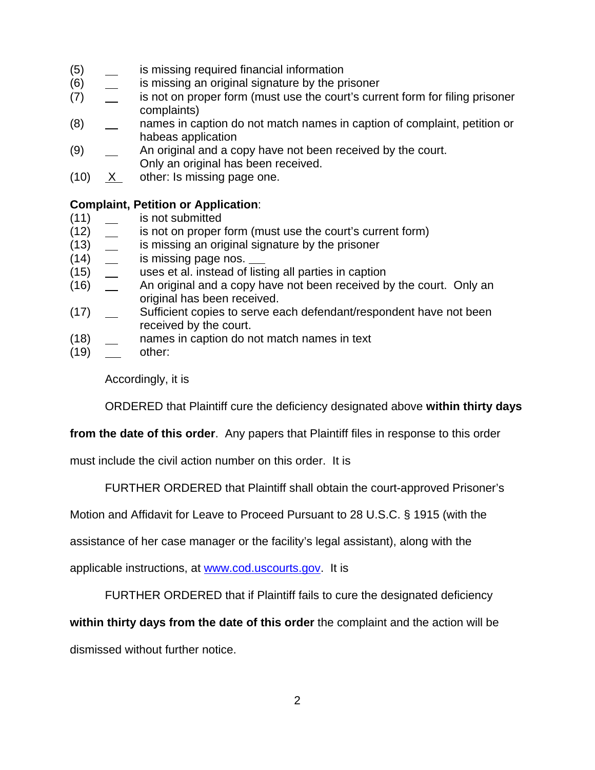(5) __ is missing required financial information
(6) __ is missing an original signature by the prisoner
(7) __ is not on proper form (must use the court's current form for filing prisoner complaints)
(8) __ names in caption do not match names in caption of complaint, petition or habeas application
(9) __ An original and a copy have not been received by the court. Only an original has been received.
(10) X other: Is missing page one.

**Complaint, Petition or Application**:

(11) __ is not submitted
(12) __ is not on proper form (must use the court's current form)
(13) __ is missing an original signature by the prisoner
(14) __ is missing page nos. __
(15) __ uses et al. instead of listing all parties in caption
(16) __ An original and a copy have not been received by the court. Only an original has been received.
(17) __ Sufficient copies to serve each defendant/respondent have not been received by the court.
(18) __ names in caption do not match names in text
(19) __ other:

Accordingly, it is

ORDERED that Plaintiff cure the deficiency designated above **within thirty days from the date of this order**. Any papers that Plaintiff files in response to this order must include the civil action number on this order. It is

FURTHER ORDERED that Plaintiff shall obtain the court-approved Prisoner's Motion and Affidavit for Leave to Proceed Pursuant to 28 U.S.C. § 1915 (with the assistance of her case manager or the facility's legal assistant), along with the applicable instructions, at www.cod.uscourts.gov. It is

FURTHER ORDERED that if Plaintiff fails to cure the designated deficiency **within thirty days from the date of this order** the complaint and the action will be dismissed without further notice.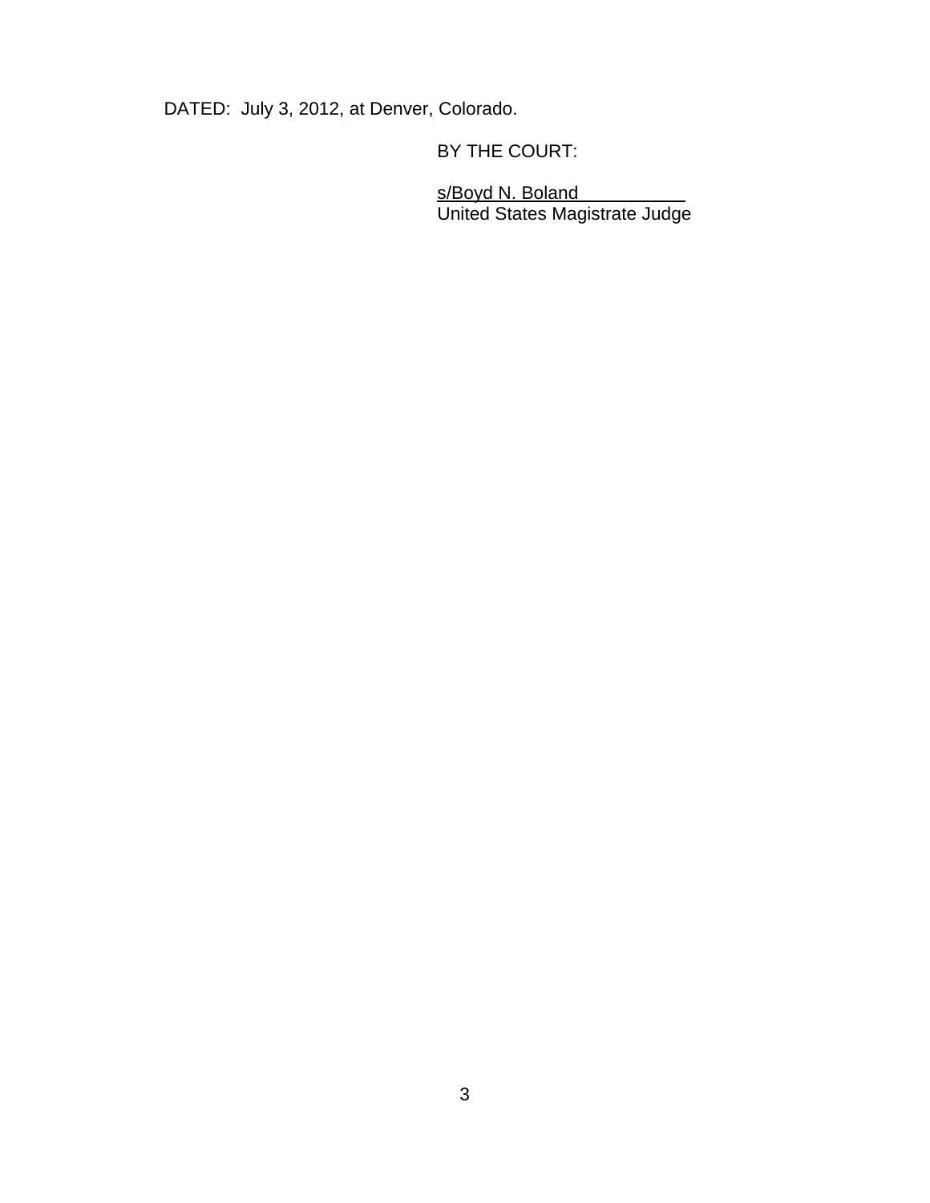DATED: July 3, 2012, at Denver, Colorado.

BY THE COURT:

s/Boyd N. Boland
United States Magistrate Judge